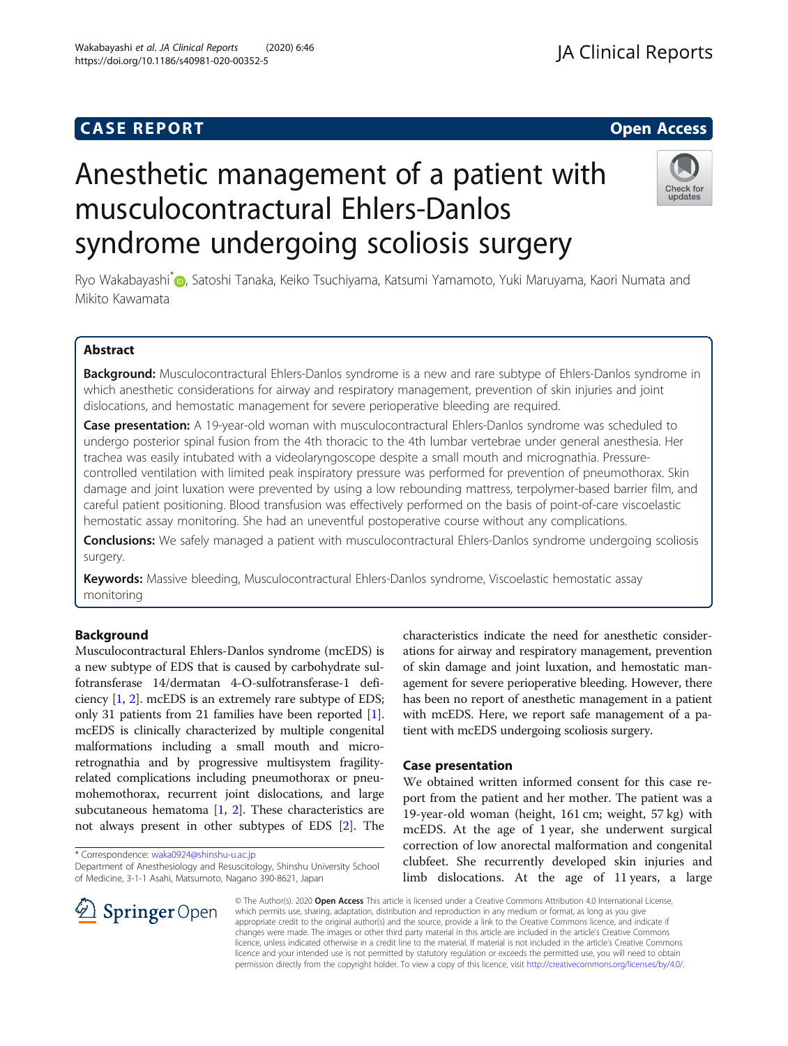CASE REPORT

Open Access

# Anesthetic management of a patient with musculocontractural Ehlers-Danlos syndrome undergoing scoliosis surgery

Ryo Wakabayashi*, Satoshi Tanaka, Keiko Tsuchiyama, Katsumi Yamamoto, Yuki Maruyama, Kaori Numata and Mikito Kawamata

## Abstract

**Background:** Musculocontractural Ehlers-Danlos syndrome is a new and rare subtype of Ehlers-Danlos syndrome in which anesthetic considerations for airway and respiratory management, prevention of skin injuries and joint dislocations, and hemostatic management for severe perioperative bleeding are required.

**Case presentation:** A 19-year-old woman with musculocontractural Ehlers-Danlos syndrome was scheduled to undergo posterior spinal fusion from the 4th thoracic to the 4th lumbar vertebrae under general anesthesia. Her trachea was easily intubated with a videolaryngoscope despite a small mouth and micrognathia. Pressure-controlled ventilation with limited peak inspiratory pressure was performed for prevention of pneumothorax. Skin damage and joint luxation were prevented by using a low rebounding mattress, terpolymer-based barrier film, and careful patient positioning. Blood transfusion was effectively performed on the basis of point-of-care viscoelastic hemostatic assay monitoring. She had an uneventful postoperative course without any complications.

**Conclusions:** We safely managed a patient with musculocontractural Ehlers-Danlos syndrome undergoing scoliosis surgery.

**Keywords:** Massive bleeding, Musculocontractural Ehlers-Danlos syndrome, Viscoelastic hemostatic assay monitoring

## Background

Musculocontractural Ehlers-Danlos syndrome (mcEDS) is a new subtype of EDS that is caused by carbohydrate sulfotransferase 14/dermatan 4-O-sulfotransferase-1 deficiency [1, 2]. mcEDS is an extremely rare subtype of EDS; only 31 patients from 21 families have been reported [1]. mcEDS is clinically characterized by multiple congenital malformations including a small mouth and micro-retrognathia and by progressive multisystem fragility-related complications including pneumothorax or pneumohemothorax, recurrent joint dislocations, and large subcutaneous hematoma [1, 2]. These characteristics are not always present in other subtypes of EDS [2]. The characteristics indicate the need for anesthetic considerations for airway and respiratory management, prevention of skin damage and joint luxation, and hemostatic management for severe perioperative bleeding. However, there has been no report of anesthetic management in a patient with mcEDS. Here, we report safe management of a patient with mcEDS undergoing scoliosis surgery.

## Case presentation

We obtained written informed consent for this case report from the patient and her mother. The patient was a 19-year-old woman (height, 161 cm; weight, 57 kg) with mcEDS. At the age of 1 year, she underwent surgical correction of low anorectal malformation and congenital clubfeet. She recurrently developed skin injuries and limb dislocations. At the age of 11 years, a large

\* Correspondence: waka0924@shinshu-u.ac.jp
Department of Anesthesiology and Resuscitology, Shinshu University School of Medicine, 3-1-1 Asahi, Matsumoto, Nagano 390-8621, Japan

© The Author(s). 2020 **Open Access** This article is licensed under a Creative Commons Attribution 4.0 International License, which permits use, sharing, adaptation, distribution and reproduction in any medium or format, as long as you give appropriate credit to the original author(s) and the source, provide a link to the Creative Commons licence, and indicate if changes were made. The images or other third party material in this article are included in the article's Creative Commons licence, unless indicated otherwise in a credit line to the material. If material is not included in the article's Creative Commons licence and your intended use is not permitted by statutory regulation or exceeds the permitted use, you will need to obtain permission directly from the copyright holder. To view a copy of this licence, visit http://creativecommons.org/licenses/by/4.0/.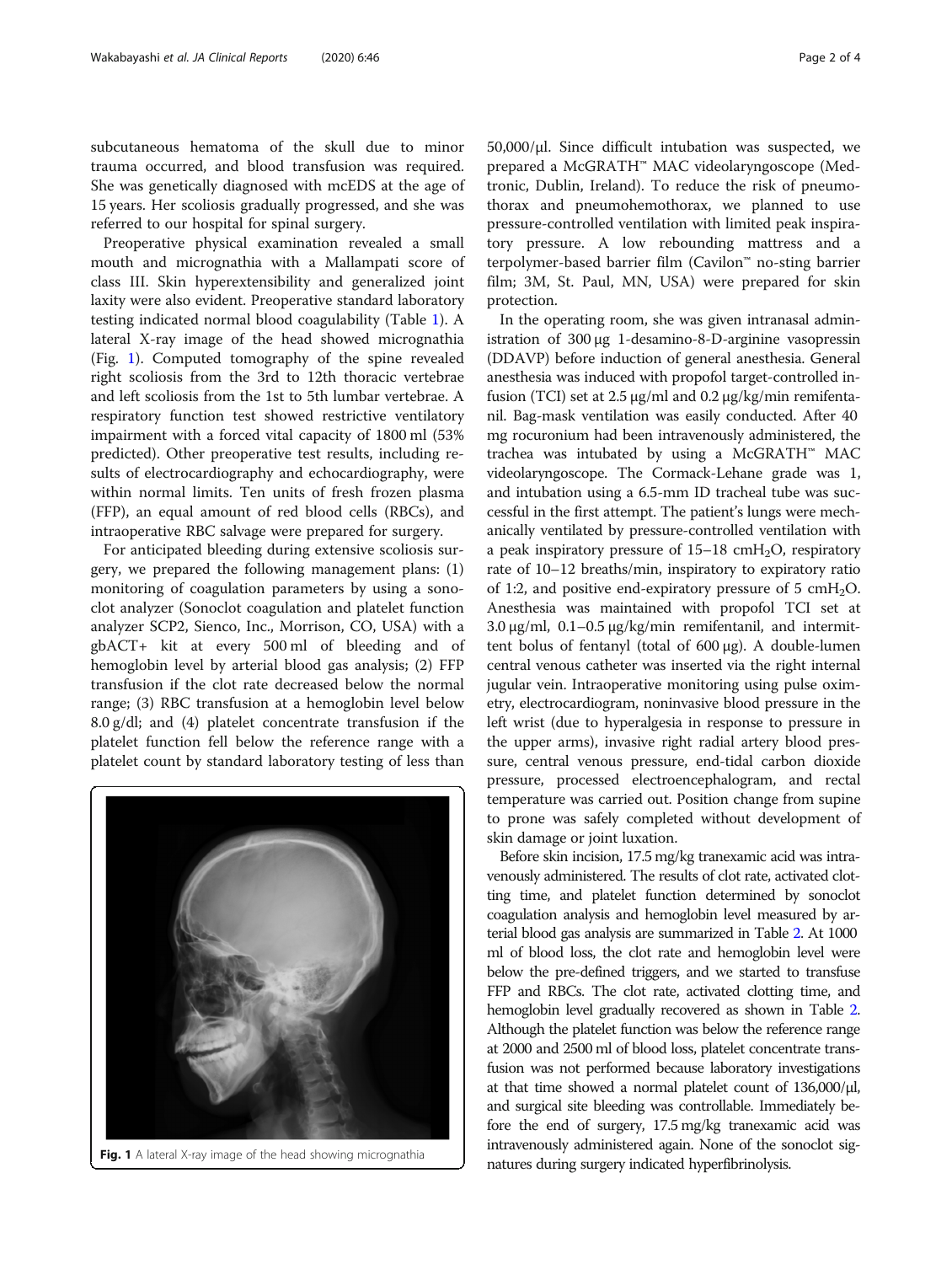subcutaneous hematoma of the skull due to minor trauma occurred, and blood transfusion was required. She was genetically diagnosed with mcEDS at the age of 15 years. Her scoliosis gradually progressed, and she was referred to our hospital for spinal surgery.

Preoperative physical examination revealed a small mouth and micrognathia with a Mallampati score of class III. Skin hyperextensibility and generalized joint laxity were also evident. Preoperative standard laboratory testing indicated normal blood coagulability (Table 1). A lateral X-ray image of the head showed micrognathia (Fig. 1). Computed tomography of the spine revealed right scoliosis from the 3rd to 12th thoracic vertebrae and left scoliosis from the 1st to 5th lumbar vertebrae. A respiratory function test showed restrictive ventilatory impairment with a forced vital capacity of 1800 ml (53% predicted). Other preoperative test results, including results of electrocardiography and echocardiography, were within normal limits. Ten units of fresh frozen plasma (FFP), an equal amount of red blood cells (RBCs), and intraoperative RBC salvage were prepared for surgery.

For anticipated bleeding during extensive scoliosis surgery, we prepared the following management plans: (1) monitoring of coagulation parameters by using a sonoclot analyzer (Sonoclot coagulation and platelet function analyzer SCP2, Sienco, Inc., Morrison, CO, USA) with a gbACT+ kit at every 500 ml of bleeding and of hemoglobin level by arterial blood gas analysis; (2) FFP transfusion if the clot rate decreased below the normal range; (3) RBC transfusion at a hemoglobin level below 8.0 g/dl; and (4) platelet concentrate transfusion if the platelet function fell below the reference range with a platelet count by standard laboratory testing of less than 50,000/μl. Since difficult intubation was suspected, we prepared a McGRATH™ MAC videolaryngoscope (Medtronic, Dublin, Ireland). To reduce the risk of pneumothorax and pneumohemothorax, we planned to use pressure-controlled ventilation with limited peak inspiratory pressure. A low rebounding mattress and a terpolymer-based barrier film (Cavilon™ no-sting barrier film; 3M, St. Paul, MN, USA) were prepared for skin protection.

Fig. 1 A lateral X-ray image of the head showing micrognathia

In the operating room, she was given intranasal administration of 300 μg 1-desamino-8-D-arginine vasopressin (DDAVP) before induction of general anesthesia. General anesthesia was induced with propofol target-controlled infusion (TCI) set at 2.5 μg/ml and 0.2 μg/kg/min remifentanil. Bag-mask ventilation was easily conducted. After 40 mg rocuronium had been intravenously administered, the trachea was intubated by using a McGRATH™ MAC videolaryngoscope. The Cormack-Lehane grade was 1, and intubation using a 6.5-mm ID tracheal tube was successful in the first attempt. The patient's lungs were mechanically ventilated by pressure-controlled ventilation with a peak inspiratory pressure of 15–18 $cmH_2O$, respiratory rate of 10–12 breaths/min, inspiratory to expiratory ratio of 1:2, and positive end-expiratory pressure of 5 $cmH_2O$. Anesthesia was maintained with propofol TCI set at 3.0 μg/ml, 0.1–0.5 μg/kg/min remifentanil, and intermittent bolus of fentanyl (total of 600 μg). A double-lumen central venous catheter was inserted via the right internal jugular vein. Intraoperative monitoring using pulse oximetry, electrocardiogram, noninvasive blood pressure in the left wrist (due to hyperalgesia in response to pressure in the upper arms), invasive right radial artery blood pressure, central venous pressure, end-tidal carbon dioxide pressure, processed electroencephalogram, and rectal temperature was carried out. Position change from supine to prone was safely completed without development of skin damage or joint luxation.

Before skin incision, 17.5 mg/kg tranexamic acid was intravenously administered. The results of clot rate, activated clotting time, and platelet function determined by sonoclot coagulation analysis and hemoglobin level measured by arterial blood gas analysis are summarized in Table 2. At 1000 ml of blood loss, the clot rate and hemoglobin level were below the pre-defined triggers, and we started to transfuse FFP and RBCs. The clot rate, activated clotting time, and hemoglobin level gradually recovered as shown in Table 2. Although the platelet function was below the reference range at 2000 and 2500 ml of blood loss, platelet concentrate transfusion was not performed because laboratory investigations at that time showed a normal platelet count of 136,000/μl, and surgical site bleeding was controllable. Immediately before the end of surgery, 17.5 mg/kg tranexamic acid was intravenously administered again. None of the sonoclot signatures during surgery indicated hyperfibrinolysis.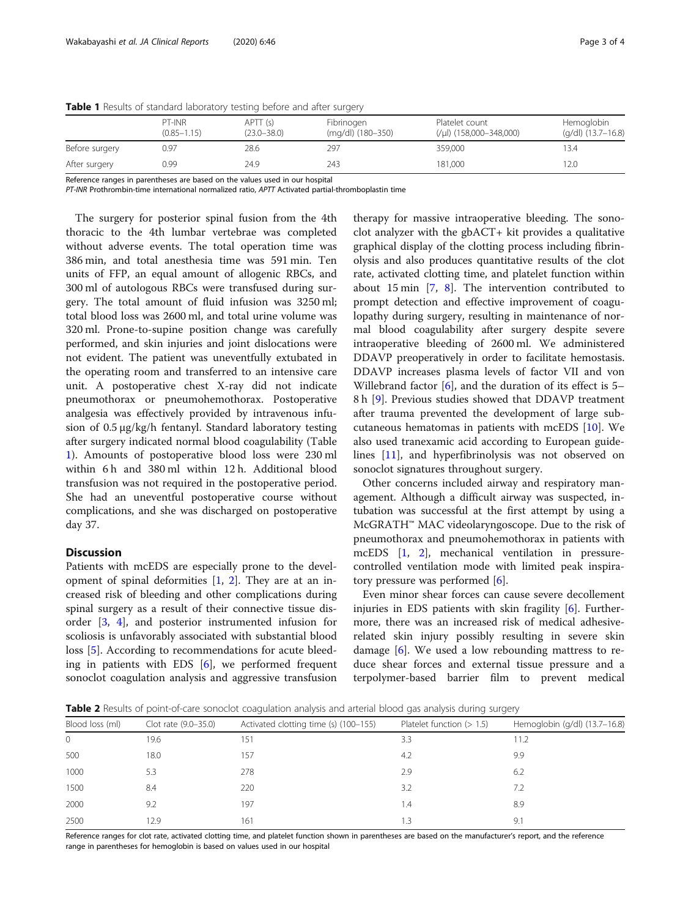**Table 1** Results of standard laboratory testing before and after surgery

| | PT-INR (0.85–1.15) | APTT (s) (23.0–38.0) | Fibrinogen (mg/dl) (180–350) | Platelet count (/μl) (158,000–348,000) | Hemoglobin (g/dl) (13.7–16.8) |
|---|---|---|---|---|---|
| Before surgery | 0.97 | 28.6 | 297 | 359,000 | 13.4 |
| After surgery | 0.99 | 24.9 | 243 | 181,000 | 12.0 |

Reference ranges in parentheses are based on the values used in our hospital

*PT-INR* Prothrombin-time international normalized ratio, *APTT* Activated partial-thromboplastin time

The surgery for posterior spinal fusion from the 4th thoracic to the 4th lumbar vertebrae was completed without adverse events. The total operation time was 386 min, and total anesthesia time was 591 min. Ten units of FFP, an equal amount of allogenic RBCs, and 300 ml of autologous RBCs were transfused during surgery. The total amount of fluid infusion was 3250 ml; total blood loss was 2600 ml, and total urine volume was 320 ml. Prone-to-supine position change was carefully performed, and skin injuries and joint dislocations were not evident. The patient was uneventfully extubated in the operating room and transferred to an intensive care unit. A postoperative chest X-ray did not indicate pneumothorax or pneumohemothorax. Postoperative analgesia was effectively provided by intravenous infusion of 0.5 μg/kg/h fentanyl. Standard laboratory testing after surgery indicated normal blood coagulability (Table 1). Amounts of postoperative blood loss were 230 ml within 6 h and 380 ml within 12 h. Additional blood transfusion was not required in the postoperative period. She had an uneventful postoperative course without complications, and she was discharged on postoperative day 37.

## Discussion

Patients with mcEDS are especially prone to the development of spinal deformities [1, 2]. They are at an increased risk of bleeding and other complications during spinal surgery as a result of their connective tissue disorder [3, 4], and posterior instrumented infusion for scoliosis is unfavorably associated with substantial blood loss [5]. According to recommendations for acute bleeding in patients with EDS [6], we performed frequent sonoclot coagulation analysis and aggressive transfusion therapy for massive intraoperative bleeding. The sonoclot analyzer with the gbACT+ kit provides a qualitative graphical display of the clotting process including fibrinolysis and also produces quantitative results of the clot rate, activated clotting time, and platelet function within about 15 min [7, 8]. The intervention contributed to prompt detection and effective improvement of coagulopathy during surgery, resulting in maintenance of normal blood coagulability after surgery despite severe intraoperative bleeding of 2600 ml. We administered DDAVP preoperatively in order to facilitate hemostasis. DDAVP increases plasma levels of factor VII and von Willebrand factor [6], and the duration of its effect is 5–8 h [9]. Previous studies showed that DDAVP treatment after trauma prevented the development of large subcutaneous hematomas in patients with mcEDS [10]. We also used tranexamic acid according to European guidelines [11], and hyperfibrinolysis was not observed on sonoclot signatures throughout surgery.

Other concerns included airway and respiratory management. Although a difficult airway was suspected, intubation was successful at the first attempt by using a McGRATH™ MAC videolaryngoscope. Due to the risk of pneumothorax and pneumohemothorax in patients with mcEDS [1, 2], mechanical ventilation in pressure-controlled ventilation mode with limited peak inspiratory pressure was performed [6].

Even minor shear forces can cause severe decollement injuries in EDS patients with skin fragility [6]. Furthermore, there was an increased risk of medical adhesive-related skin injury possibly resulting in severe skin damage [6]. We used a low rebounding mattress to reduce shear forces and external tissue pressure and a terpolymer-based barrier film to prevent medical

**Table 2** Results of point-of-care sonoclot coagulation analysis and arterial blood gas analysis during surgery

| Blood loss (ml) | Clot rate (9.0–35.0) | Activated clotting time (s) (100–155) | Platelet function (> 1.5) | Hemoglobin (g/dl) (13.7–16.8) |
|---|---|---|---|---|
| 0 | 19.6 | 151 | 3.3 | 11.2 |
| 500 | 18.0 | 157 | 4.2 | 9.9 |
| 1000 | 5.3 | 278 | 2.9 | 6.2 |
| 1500 | 8.4 | 220 | 3.2 | 7.2 |
| 2000 | 9.2 | 197 | 1.4 | 8.9 |
| 2500 | 12.9 | 161 | 1.3 | 9.1 |

Reference ranges for clot rate, activated clotting time, and platelet function shown in parentheses are based on the manufacturer's report, and the reference range in parentheses for hemoglobin is based on values used in our hospital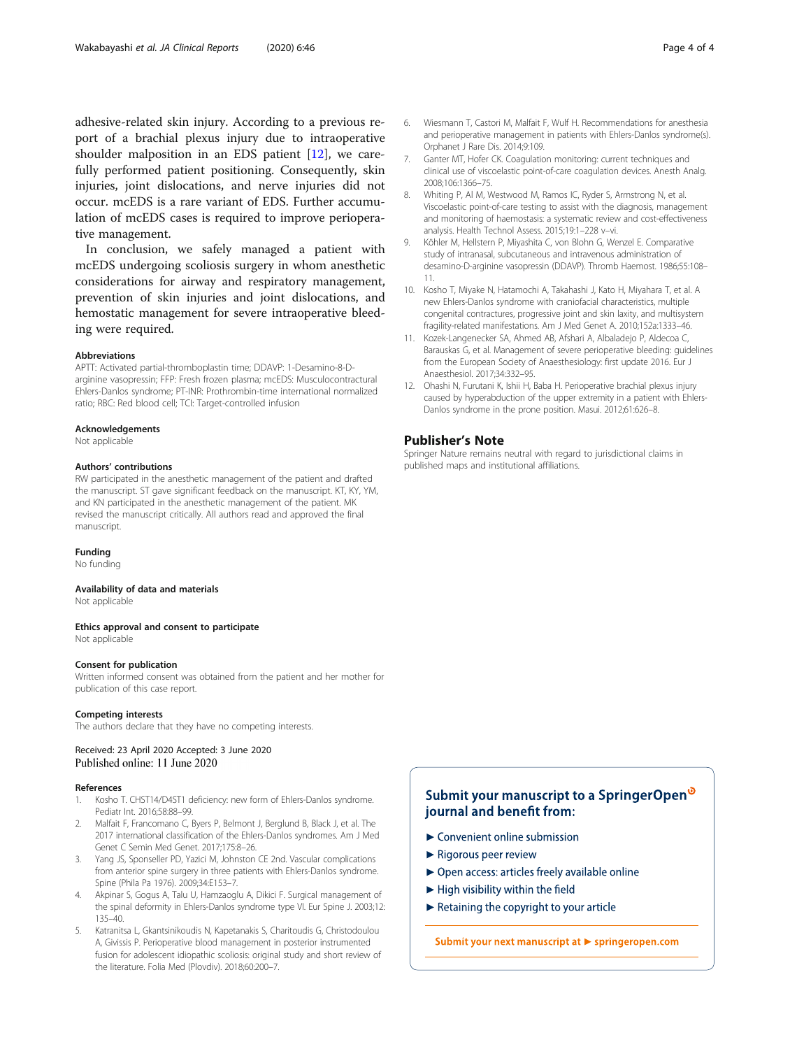adhesive-related skin injury. According to a previous report of a brachial plexus injury due to intraoperative shoulder malposition in an EDS patient [12], we carefully performed patient positioning. Consequently, skin injuries, joint dislocations, and nerve injuries did not occur. mcEDS is a rare variant of EDS. Further accumulation of mcEDS cases is required to improve perioperative management.

In conclusion, we safely managed a patient with mcEDS undergoing scoliosis surgery in whom anesthetic considerations for airway and respiratory management, prevention of skin injuries and joint dislocations, and hemostatic management for severe intraoperative bleeding were required.

### Abbreviations

APTT: Activated partial-thromboplastin time; DDAVP: 1-Desamino-8-D-arginine vasopressin; FFP: Fresh frozen plasma; mcEDS: Musculocontractural Ehlers-Danlos syndrome; PT-INR: Prothrombin-time international normalized ratio; RBC: Red blood cell; TCI: Target-controlled infusion

### Acknowledgements

Not applicable

### Authors' contributions

RW participated in the anesthetic management of the patient and drafted the manuscript. ST gave significant feedback on the manuscript. KT, KY, YM, and KN participated in the anesthetic management of the patient. MK revised the manuscript critically. All authors read and approved the final manuscript.

### Funding

No funding

### Availability of data and materials

Not applicable

### Ethics approval and consent to participate

Not applicable

### Consent for publication

Written informed consent was obtained from the patient and her mother for publication of this case report.

### Competing interests

The authors declare that they have no competing interests.

Received: 23 April 2020 Accepted: 3 June 2020
Published online: 11 June 2020

### References

1. Kosho T. CHST14/D4ST1 deficiency: new form of Ehlers-Danlos syndrome. Pediatr Int. 2016;58:88–99.
2. Malfait F, Francomano C, Byers P, Belmont J, Berglund B, Black J, et al. The 2017 international classification of the Ehlers-Danlos syndromes. Am J Med Genet C Semin Med Genet. 2017;175:8–26.
3. Yang JS, Sponseller PD, Yazici M, Johnston CE 2nd. Vascular complications from anterior spine surgery in three patients with Ehlers-Danlos syndrome. Spine (Phila Pa 1976). 2009;34:E153–7.
4. Akpinar S, Gogus A, Talu U, Hamzaoglu A, Dikici F. Surgical management of the spinal deformity in Ehlers-Danlos syndrome type VI. Eur Spine J. 2003;12:135–40.
5. Katranitsa L, Gkantsinikoudis N, Kapetanakis S, Charitoudis G, Christodoulou A, Givissis P. Perioperative blood management in posterior instrumented fusion for adolescent idiopathic scoliosis: original study and short review of the literature. Folia Med (Plovdiv). 2018;60:200–7.
6. Wiesmann T, Castori M, Malfait F, Wulf H. Recommendations for anesthesia and perioperative management in patients with Ehlers-Danlos syndrome(s). Orphanet J Rare Dis. 2014;9:109.
7. Ganter MT, Hofer CK. Coagulation monitoring: current techniques and clinical use of viscoelastic point-of-care coagulation devices. Anesth Analg. 2008;106:1366–75.
8. Whiting P, Al M, Westwood M, Ramos IC, Ryder S, Armstrong N, et al. Viscoelastic point-of-care testing to assist with the diagnosis, management and monitoring of haemostasis: a systematic review and cost-effectiveness analysis. Health Technol Assess. 2015;19:1–228 v–vi.
9. Köhler M, Hellstern P, Miyashita C, von Blohn G, Wenzel E. Comparative study of intranasal, subcutaneous and intravenous administration of desamino-D-arginine vasopressin (DDAVP). Thromb Haemost. 1986;55:108–11.
10. Kosho T, Miyake N, Hatamochi A, Takahashi J, Kato H, Miyahara T, et al. A new Ehlers-Danlos syndrome with craniofacial characteristics, multiple congenital contractures, progressive joint and skin laxity, and multisystem fragility-related manifestations. Am J Med Genet A. 2010;152a:1333–46.
11. Kozek-Langenecker SA, Ahmed AB, Afshari A, Albaladejo P, Aldecoa C, Barauskas G, et al. Management of severe perioperative bleeding: guidelines from the European Society of Anaesthesiology: first update 2016. Eur J Anaesthesiol. 2017;34:332–95.
12. Ohashi N, Furutani K, Ishii H, Baba H. Perioperative brachial plexus injury caused by hyperabduction of the upper extremity in a patient with Ehlers-Danlos syndrome in the prone position. Masui. 2012;61:626–8.

## Publisher's Note

Springer Nature remains neutral with regard to jurisdictional claims in published maps and institutional affiliations.